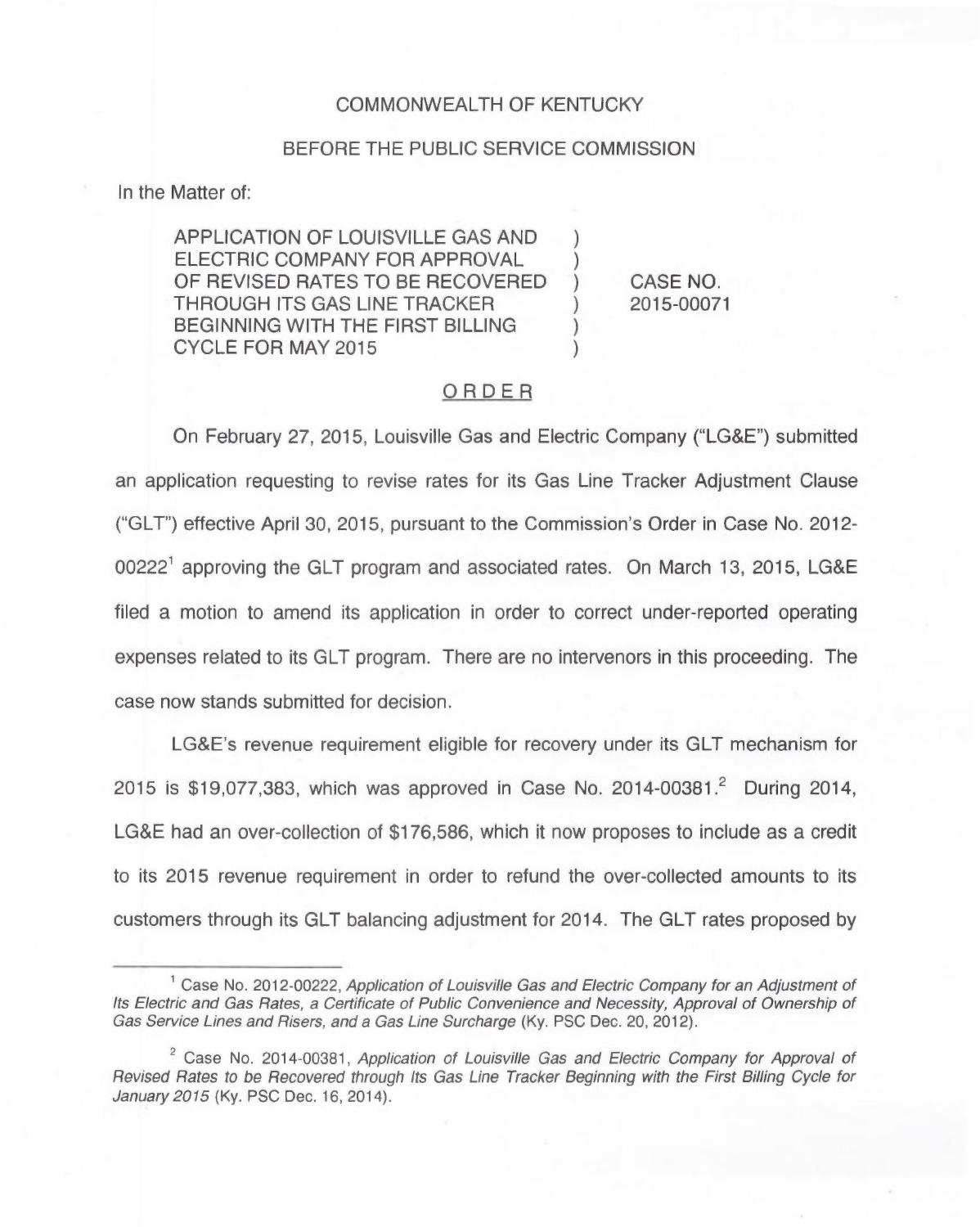COMMONWEALTH OF KENTUCKY

BEFORE THE PUBLIC SERVICE COMMISSION

In the Matter of:

| | | |
|---|---|---|
| APPLICATION OF LOUISVILLE GAS AND ELECTRIC COMPANY FOR APPROVAL OF REVISED RATES TO BE RECOVERED THROUGH ITS GAS LINE TRACKER BEGINNING WITH THE FIRST BILLING CYCLE FOR MAY 2015 | ) ) ) ) ) ) | CASE NO. 2015-00071 |

## ORDER

On February 27, 2015, Louisville Gas and Electric Company ("LG&E") submitted an application requesting to revise rates for its Gas Line Tracker Adjustment Clause ("GLT") effective April 30, 2015, pursuant to the Commission's Order in Case No. 2012-00222[1] approving the GLT program and associated rates. On March 13, 2015, LG&E filed a motion to amend its application in order to correct under-reported operating expenses related to its GLT program. There are no intervenors in this proceeding. The case now stands submitted for decision.

LG&E's revenue requirement eligible for recovery under its GLT mechanism for 2015 is $19,077,383, which was approved in Case No. 2014-00381.[2] During 2014, LG&E had an over-collection of $176,586, which it now proposes to include as a credit to its 2015 revenue requirement in order to refund the over-collected amounts to its customers through its GLT balancing adjustment for 2014. The GLT rates proposed by

---

[1] Case No. 2012-00222, *Application of Louisville Gas and Electric Company for an Adjustment of Its Electric and Gas Rates, a Certificate of Public Convenience and Necessity, Approval of Ownership of Gas Service Lines and Risers, and a Gas Line Surcharge* (Ky. PSC Dec. 20, 2012).

[2] Case No. 2014-00381, *Application of Louisville Gas and Electric Company for Approval of Revised Rates to be Recovered through Its Gas Line Tracker Beginning with the First Billing Cycle for January 2015* (Ky. PSC Dec. 16, 2014).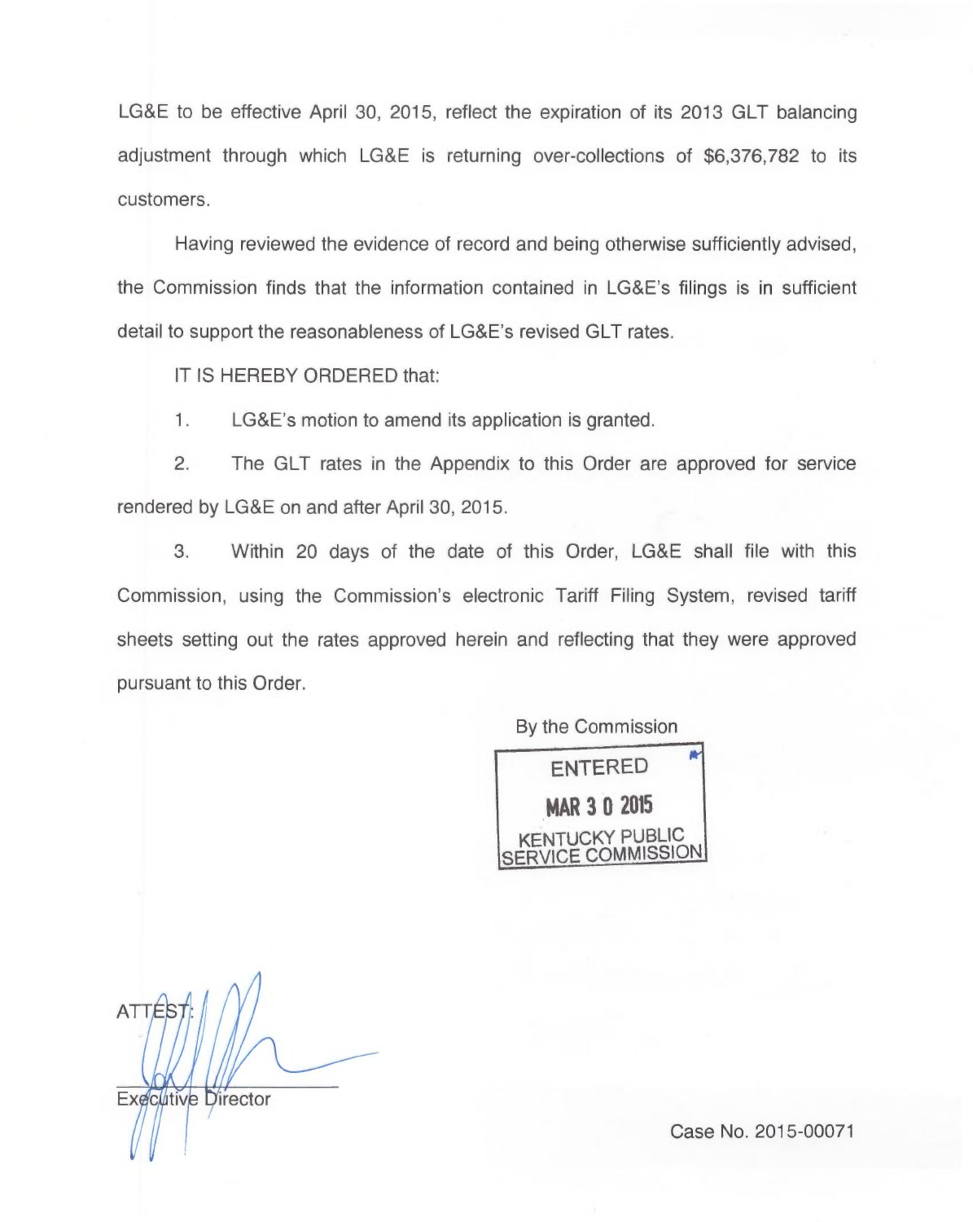LG&E to be effective April 30, 2015, reflect the expiration of its 2013 GLT balancing adjustment through which LG&E is returning over-collections of $6,376,782 to its customers.

Having reviewed the evidence of record and being otherwise sufficiently advised, the Commission finds that the information contained in LG&E's filings is in sufficient detail to support the reasonableness of LG&E's revised GLT rates.

IT IS HEREBY ORDERED that:

1. LG&E's motion to amend its application is granted.

2. The GLT rates in the Appendix to this Order are approved for service rendered by LG&E on and after April 30, 2015.

3. Within 20 days of the date of this Order, LG&E shall file with this Commission, using the Commission's electronic Tariff Filing System, revised tariff sheets setting out the rates approved herein and reflecting that they were approved pursuant to this Order.

By the Commission

ENTERED
MAR 30 2015
KENTUCKY PUBLIC SERVICE COMMISSION

ATTEST:

Executive Director

Case No. 2015-00071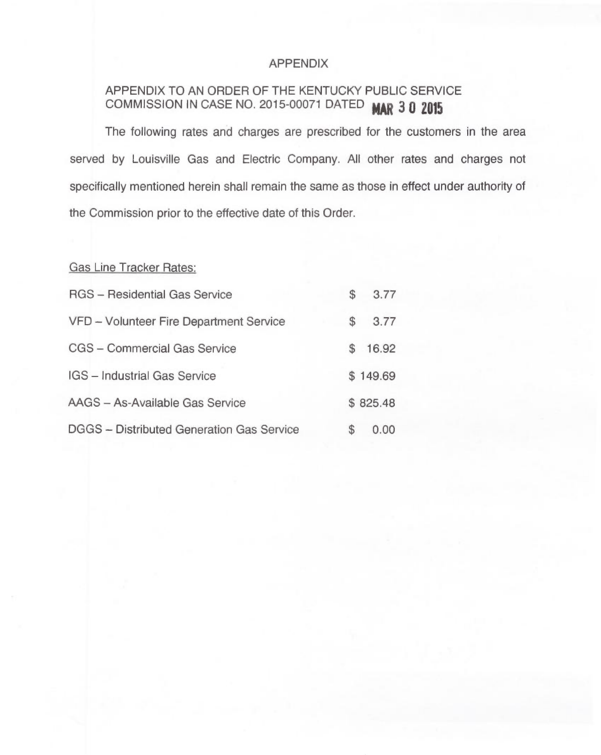# APPENDIX

APPENDIX TO AN ORDER OF THE KENTUCKY PUBLIC SERVICE COMMISSION IN CASE NO. 2015-00071 DATED MAR 3 0 2015

The following rates and charges are prescribed for the customers in the area served by Louisville Gas and Electric Company. All other rates and charges not specifically mentioned herein shall remain the same as those in effect under authority of the Commission prior to the effective date of this Order.

Gas Line Tracker Rates:

| | |
|---|---|
| RGS – Residential Gas Service | $ 3.77 |
| VFD – Volunteer Fire Department Service | $ 3.77 |
| CGS – Commercial Gas Service | $ 16.92 |
| IGS – Industrial Gas Service | $ 149.69 |
| AAGS – As-Available Gas Service | $ 825.48 |
| DGGS – Distributed Generation Gas Service | $ 0.00 |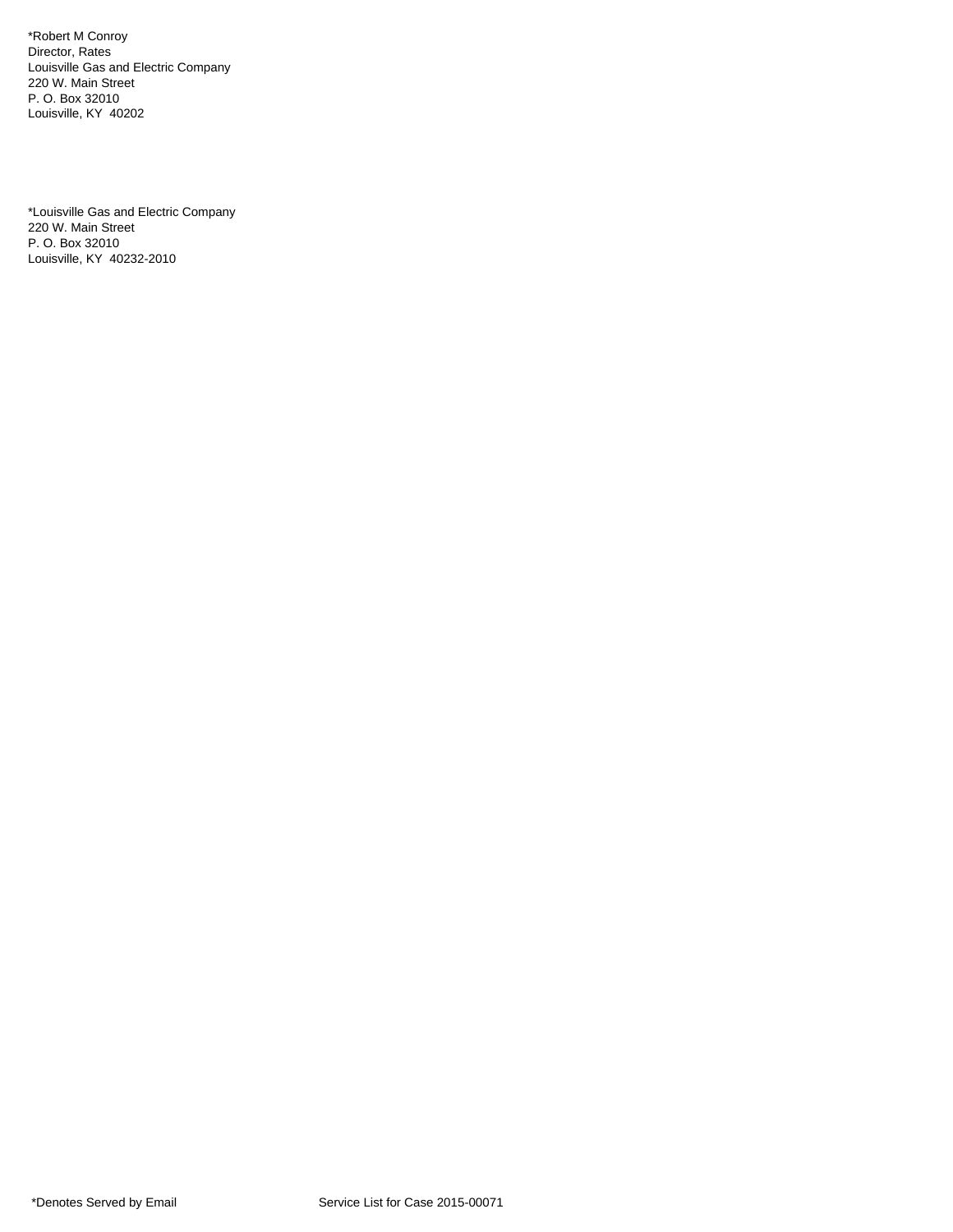*Robert M Conroy
Director, Rates
Louisville Gas and Electric Company
220 W. Main Street
P. O. Box 32010
Louisville, KY  40202

*Louisville Gas and Electric Company
220 W. Main Street
P. O. Box 32010
Louisville, KY  40232-2010

*Denotes Served by Email

Service List for Case 2015-00071